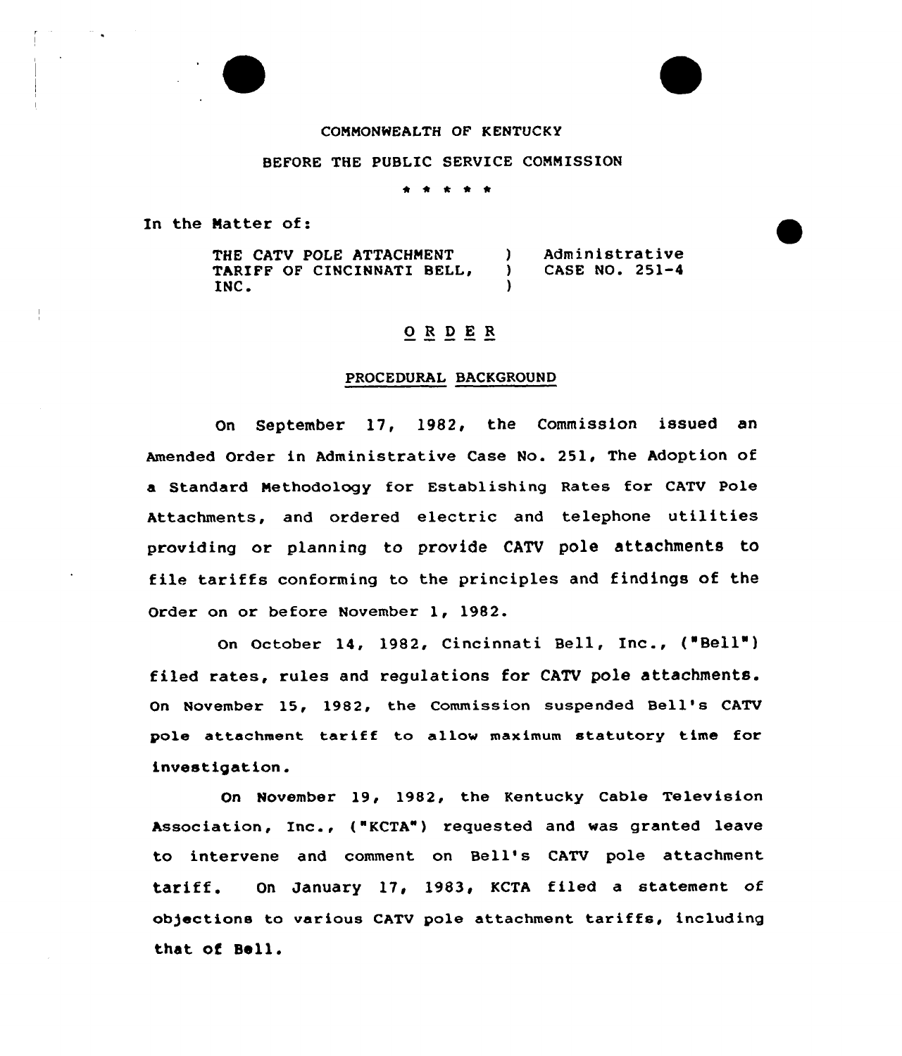COMMONWEALTH OF KENTUCKY

BEFORE THE PUBLIC SERVICE COMMISSION

\* \* \* \* \*

In the Matter of:

| | | |
|---|---|---|
| THE CATV POLE ATTACHMENT TARIFF OF CINCINNATI BELL, INC. | ) ) ) | Administrative CASE NO. 251-4 |

# O R D E R

## PROCEDURAL BACKGROUND

On September 17, 1982, the Commission issued an Amended Order in Administrative Case No. 251, The Adoption of a Standard Methodology for Establishing Rates for CATV Pole Attachments, and ordered electric and telephone utilities providing or planning to provide CATV pole attachments to file tariffs conforming to the principles and findings of the Order on or before November 1, 1982.

On October 14, 1982, Cincinnati Bell, Inc., ("Bell") filed rates, rules and regulations for CATV pole attachments. On November 15, 1982, the Commission suspended Bell's CATV pole attachment tariff to allow maximum statutory time for investigation.

On November 19, 1982, the Kentucky Cable Television Association, Inc., ("KCTA") requested and was granted leave to intervene and comment on Bell's CATV pole attachment tariff. On January 17, 1983, KCTA filed a statement of objections to various CATV pole attachment tariffs, including that of Bell.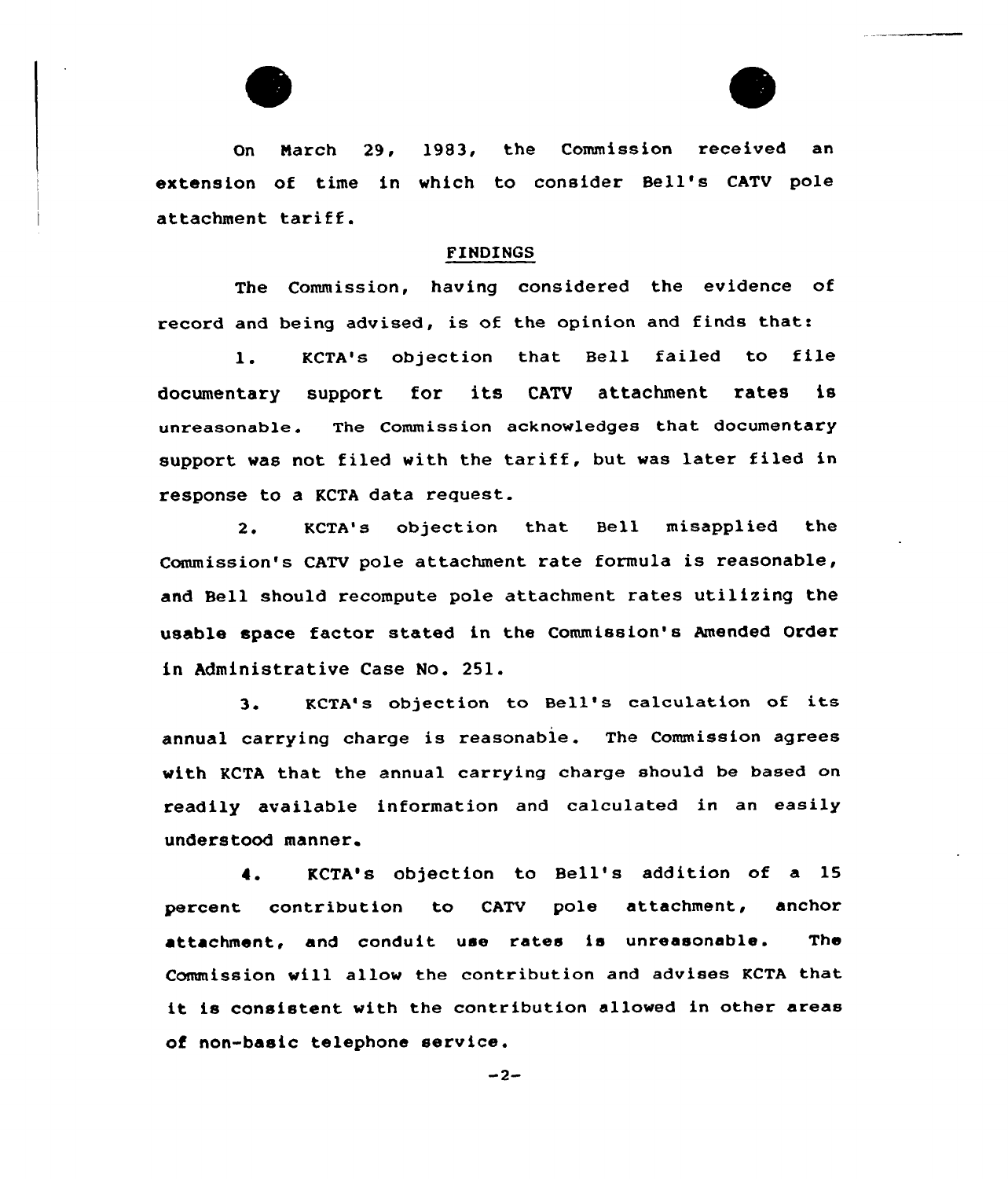On March 29, 1983, the Commission received an extension of time in which to consider Bell's CATV pole attachment tariff.

## FINDINGS

The Commission, having considered the evidence of record and being advised, is of the opinion and finds that:

1. KCTA's objection that Bell failed to file documentary support for its CATV attachment rates is unreasonable. The Commission acknowledges that documentary support was not filed with the tariff, but was later filed in response to a KCTA data request.

2. KCTA's objection that Bell misapplied the Commission's CATV pole attachment rate formula is reasonable, and Bell should recompute pole attachment rates utilizing the usable space factor stated in the Commission's Amended Order in Administrative Case No. 251.

3. KCTA's objection to Bell's calculation of its annual carrying charge is reasonable. The Commission agrees with KCTA that the annual carrying charge should be based on readily available information and calculated in an easily understood manner.

4. KCTA's objection to Bell's addition of a 15 percent contribution to CATV pole attachment, anchor attachment, and conduit use rates is unreasonable. The Commission will allow the contribution and advises KCTA that it is consistent with the contribution allowed in other areas of non-basic telephone service.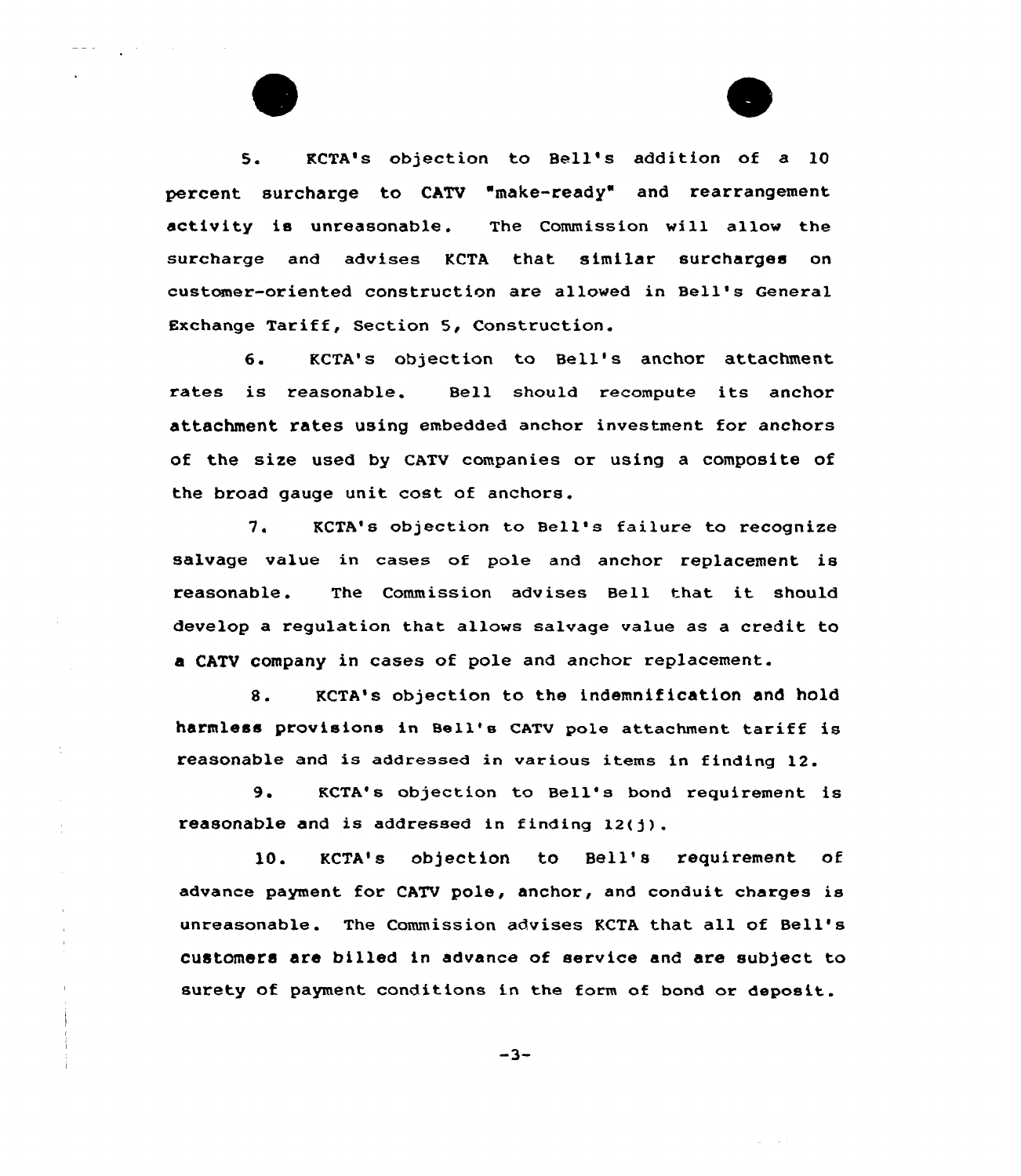5. KCTA's objection to Bell's addition of a 10 percent surcharge to CATV "make-ready" and rearrangement activity is unreasonable. The Commission will allow the surcharge and advises KCTA that similar surcharges on customer-oriented construction are allowed in Bell's General Exchange Tariff, Section 5, Construction.

6. KCTA's objection to Bell's anchor attachment rates is reasonable. Bell should recompute its anchor attachment rates using embedded anchor investment for anchors of the size used by CATV companies or using a composite of the broad gauge unit cost of anchors.

7. KCTA's objection to Bell's failure to recognize salvage value in cases of pole and anchor replacement is reasonable. The Commission advises Bell that it should develop a regulation that allows salvage value as a credit to a CATV company in cases of pole and anchor replacement.

8. KCTA's objection to the indemnification and hold harmless provisions in Bell's CATV pole attachment tariff is reasonable and is addressed in various items in finding 12.

9. KCTA's objection to Bell's bond requirement is reasonable and is addressed in finding 12(j).

10. KCTA's objection to Bell's requirement of advance payment for CATV pole, anchor, and conduit charges is unreasonable. The Commission advises KCTA that all of Bell's customers are billed in advance of service and are subject to surety of payment conditions in the form of bond or deposit.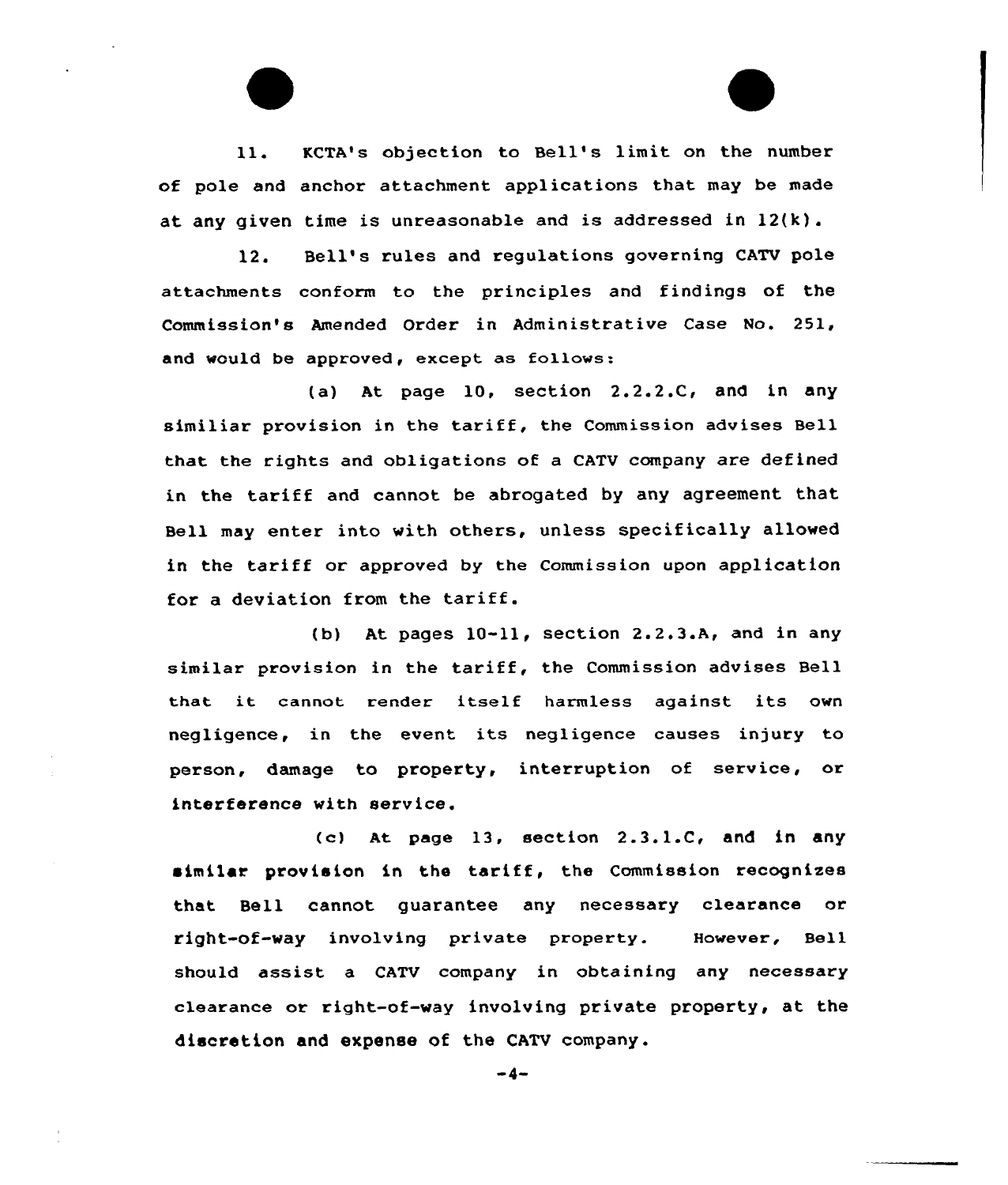11. KCTA's objection to Bell's limit on the number of pole and anchor attachment applications that may be made at any given time is unreasonable and is addressed in 12(k).

12. Bell's rules and regulations governing CATV pole attachments conform to the principles and findings of the Commission's Amended Order in Administrative Case No. 251, and would be approved, except as follows:

(a) At page 10, section 2.2.2.C, and in any similiar provision in the tariff, the Commission advises Bell that the rights and obligations of a CATV company are defined in the tariff and cannot be abrogated by any agreement that Bell may enter into with others, unless specifically allowed in the tariff or approved by the Commission upon application for a deviation from the tariff.

(b) At pages 10-11, section 2.2.3.A, and in any similar provision in the tariff, the Commission advises Bell that it cannot render itself harmless against its own negligence, in the event its negligence causes injury to person, damage to property, interruption of service, or interference with service.

(c) At page 13, section 2.3.1.C, and in any similar provision in the tariff, the Commission recognizes that Bell cannot guarantee any necessary clearance or right-of-way involving private property. However, Bell should assist a CATV company in obtaining any necessary clearance or right-of-way involving private property, at the discretion and expense of the CATV company.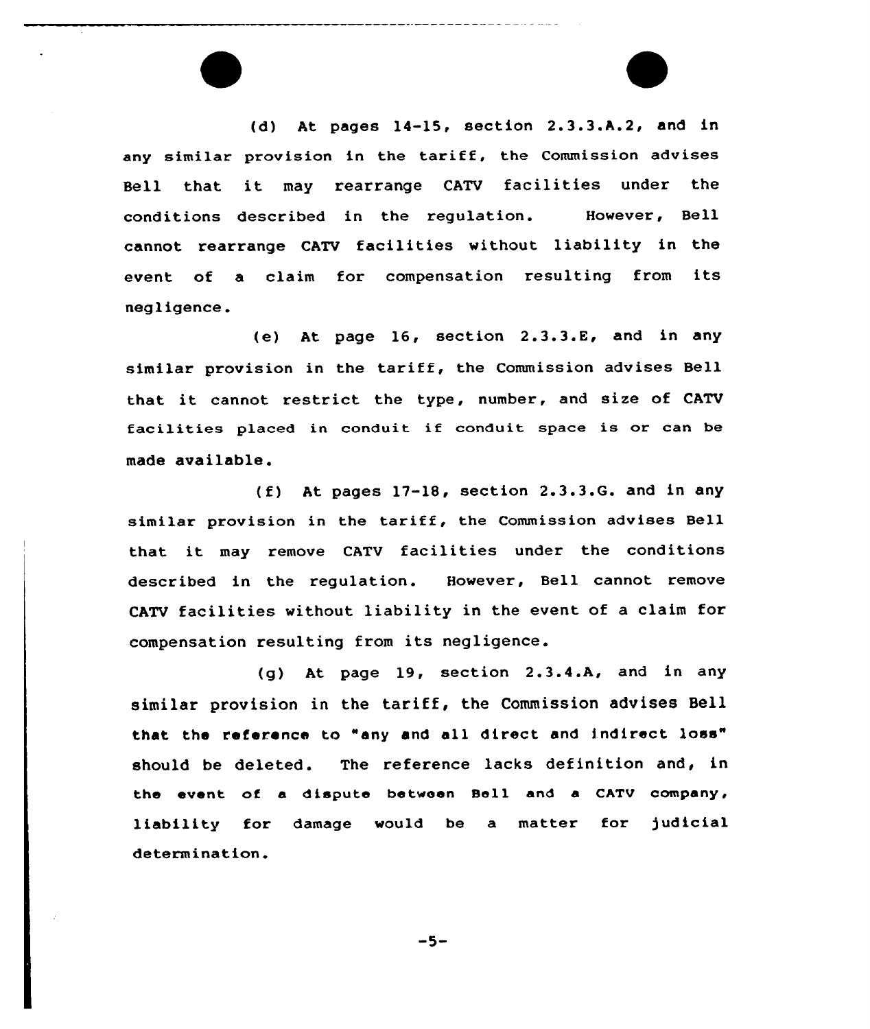(d) At pages 14-15, section 2.3.3.A.2, and in any similar provision in the tariff, the Commission advises Bell that it may rearrange CATV facilities under the conditions described in the regulation. However, Bell cannot rearrange CATV facilities without liability in the event of a claim for compensation resulting from its negligence.

(e) At page 16, section 2.3.3.E, and in any similar provision in the tariff, the Commission advises Bell that it cannot restrict the type, number, and size of CATV facilities placed in conduit if conduit space is or can be made available.

(f) At pages 17-18, section 2.3.3.G. and in any similar provision in the tariff, the Commission advises Bell that it may remove CATV facilities under the conditions described in the regulation. However, Bell cannot remove CATV facilities without liability in the event of a claim for compensation resulting from its negligence.

(g) At page 19, section 2.3.4.A, and in any similar provision in the tariff, the Commission advises Bell that the reference to "any and all direct and indirect loss" should be deleted. The reference lacks definition and, in the event of a dispute between Bell and a CATV company, liability for damage would be a matter for judicial determination.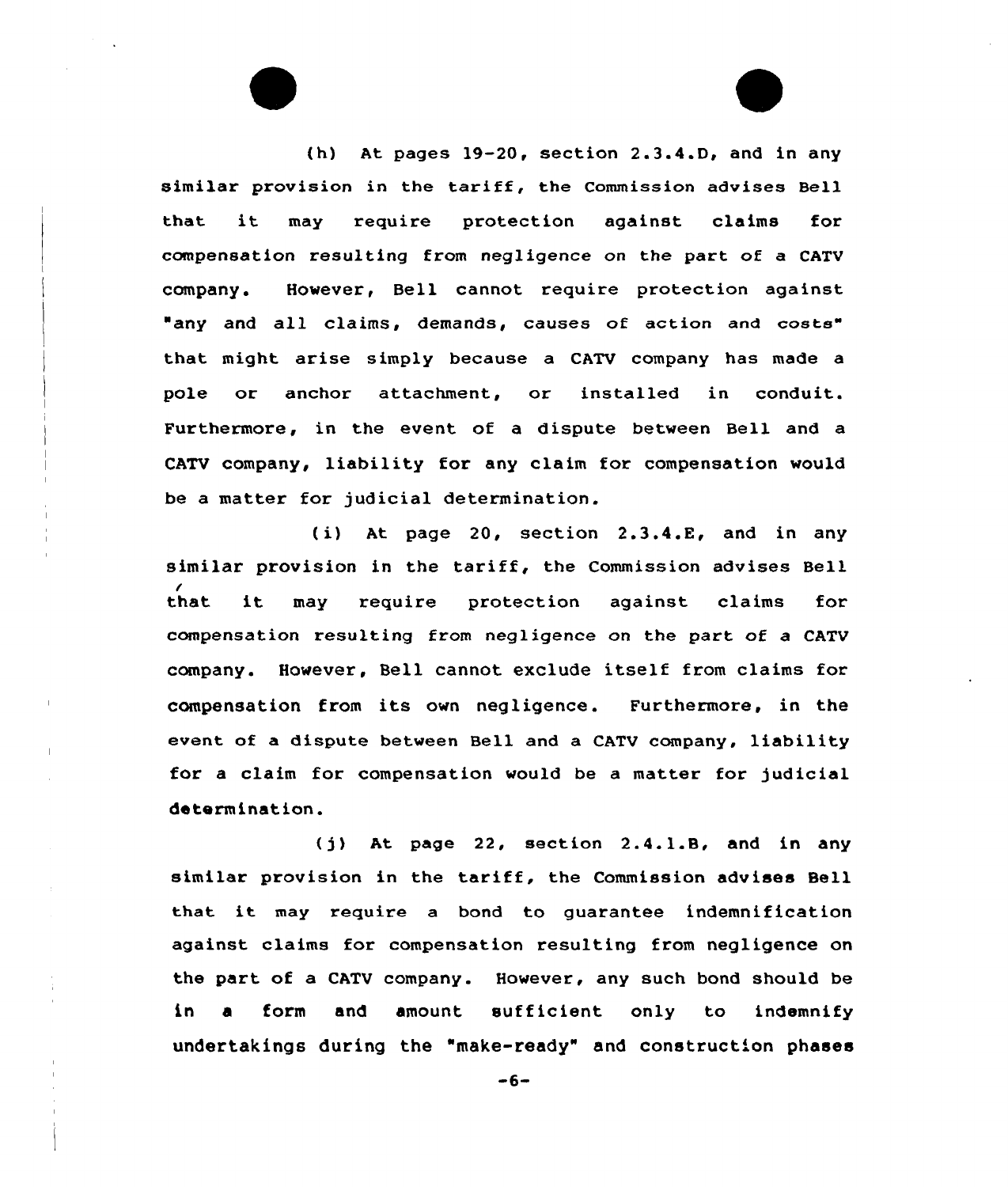(h) At pages 19-20, section 2.3.4.D, and in any similar provision in the tariff, the Commission advises Bell that it may require protection against claims for compensation resulting from negligence on the part of a CATV company. However, Bell cannot require protection against "any and all claims, demands, causes of action and costs" that might arise simply because a CATV company has made a pole or anchor attachment, or installed in conduit. Furthermore, in the event of a dispute between Bell and a CATV company, liability for any claim for compensation would be a matter for judicial determination.

(i) At page 20, section 2.3.4.E, and in any similar provision in the tariff, the Commission advises Bell that it may require protection against claims for compensation resulting from negligence on the part of a CATV company. However, Bell cannot exclude itself from claims for compensation from its own negligence. Furthermore, in the event of a dispute between Bell and a CATV company, liability for a claim for compensation would be a matter for judicial determination.

(j) At page 22, section 2.4.1.B, and in any similar provision in the tariff, the Commission advises Bell that it may require a bond to guarantee indemnification against claims for compensation resulting from negligence on the part of a CATV company. However, any such bond should be in a form and amount sufficient only to indemnify undertakings during the "make-ready" and construction phases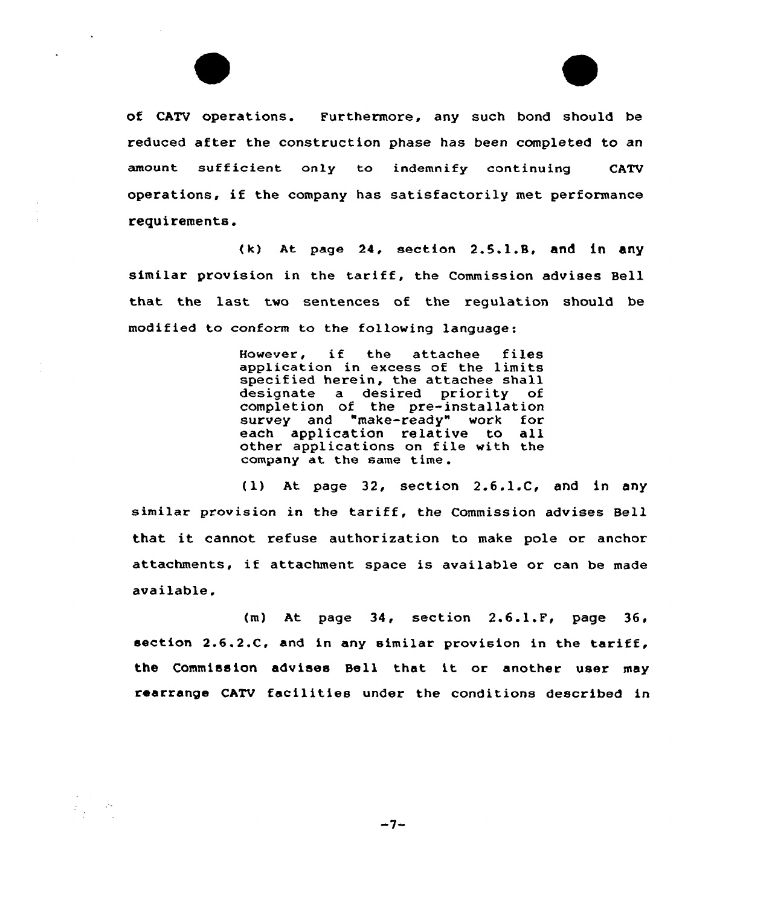of CATV operations. Furthermore, any such bond should be reduced after the construction phase has been completed to an amount sufficient only to indemnify continuing CATV operations, if the company has satisfactorily met performance requirements.

(k) At page 24, section 2.5.1.B, and in any similar provision in the tariff, the Commission advises Bell that the last two sentences of the regulation should be modified to conform to the following language:

> However, if the attachee files application in excess of the limits specified herein, the attachee shall designate a desired priority of completion of the pre-installation survey and "make-ready" work for each application relative to all other applications on file with the company at the same time.

(l) At page 32, section 2.6.1.C, and in any similar provision in the tariff, the Commission advises Bell that it cannot refuse authorization to make pole or anchor attachments, if attachment space is available or can be made available.

(m) At page 34, section 2.6.1.F, page 36, section 2.6.2.C, and in any similar provision in the tariff, the Commission advises Bell that it or another user may rearrange CATV facilities under the conditions described in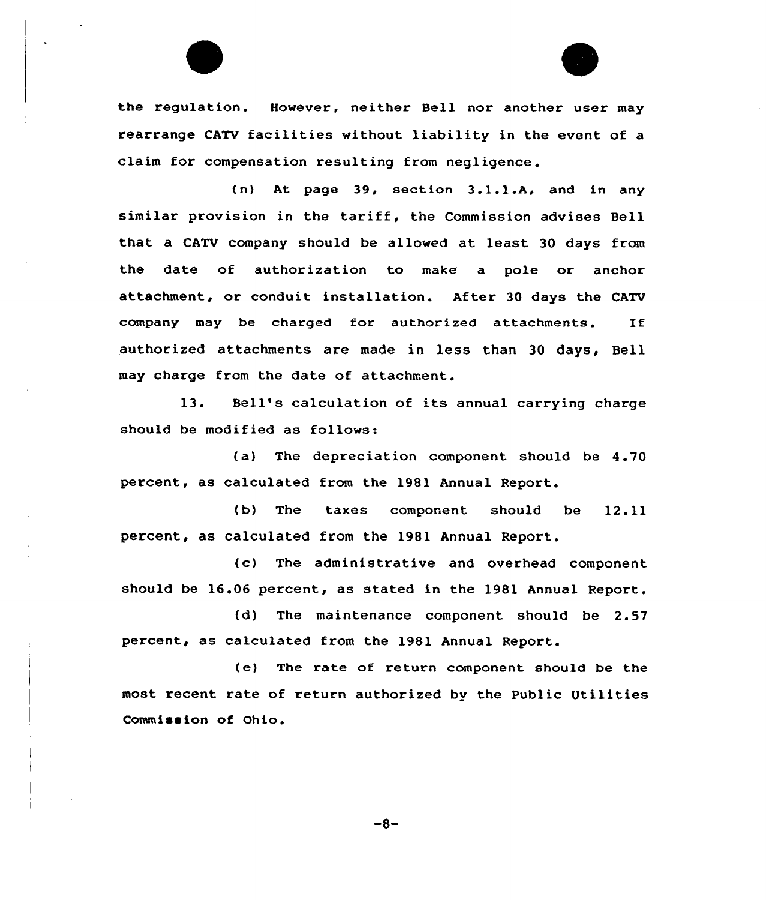the regulation. However, neither Bell nor another user may rearrange CATV facilities without liability in the event of a claim for compensation resulting from negligence.

(n) At page 39, section 3.1.1.A, and in any similar provision in the tariff, the Commission advises Bell that a CATV company should be allowed at least 30 days from the date of authorization to make a pole or anchor attachment, or conduit installation. After 30 days the CATV company may be charged for authorized attachments. If authorized attachments are made in less than 30 days, Bell may charge from the date of attachment.

13. Bell's calculation of its annual carrying charge should be modified as follows:

(a) The depreciation component should be 4.70 percent, as calculated from the 1981 Annual Report.

(b) The taxes component should be 12.11 percent, as calculated from the 1981 Annual Report.

(c) The administrative and overhead component should be 16.06 percent, as stated in the 1981 Annual Report.

(d) The maintenance component should be 2.57 percent, as calculated from the 1981 Annual Report.

(e) The rate of return component should be the most recent rate of return authorized by the Public Utilities Commission of Ohio.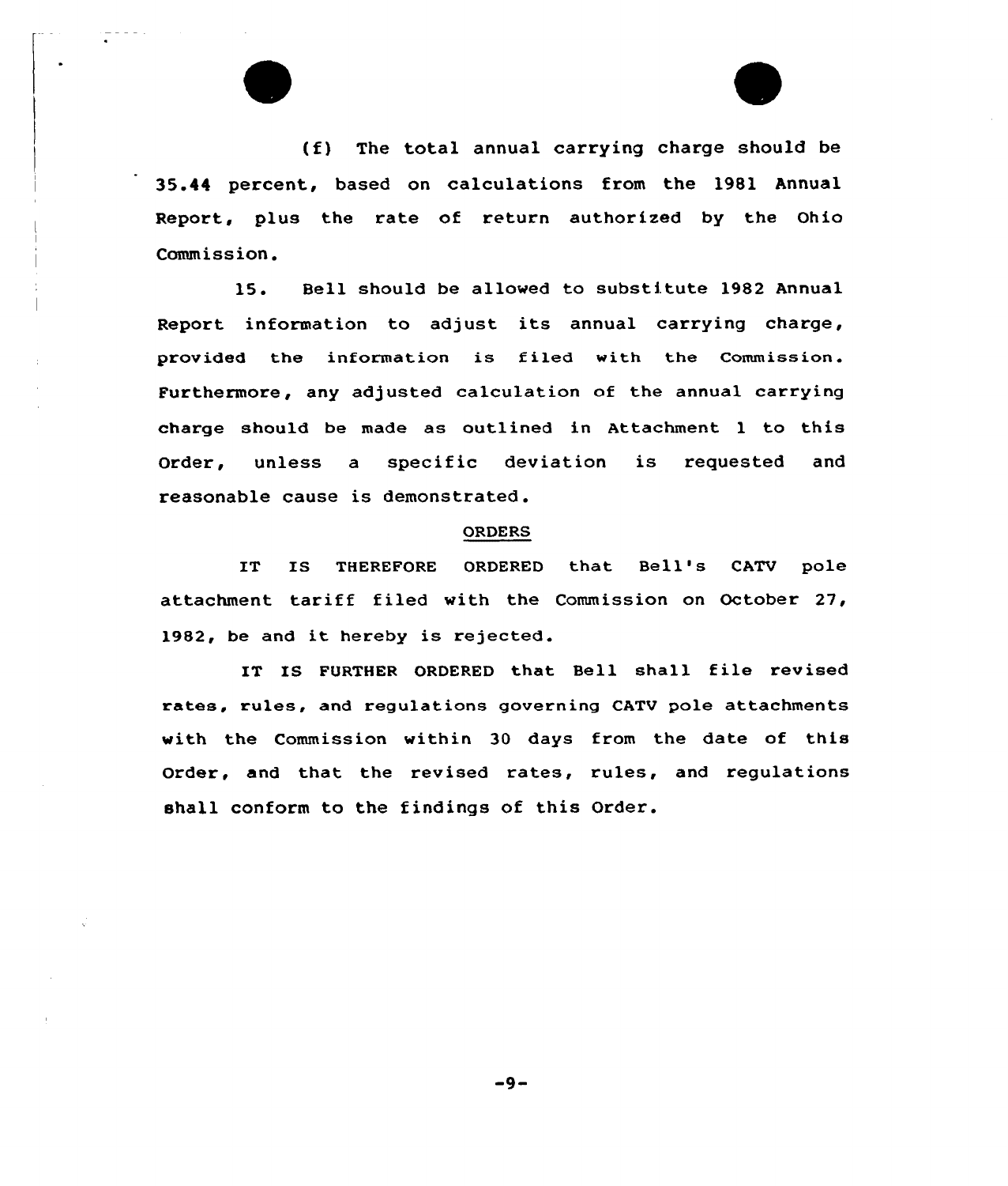(f) The total annual carrying charge should be 35.44 percent, based on calculations from the 1981 Annual Report, plus the rate of return authorized by the Ohio Commission.

15. Bell should be allowed to substitute 1982 Annual Report information to adjust its annual carrying charge, provided the information is filed with the Commission. Furthermore, any adjusted calculation of the annual carrying charge should be made as outlined in Attachment 1 to this Order, unless a specific deviation is requested and reasonable cause is demonstrated.

## ORDERS

IT IS THEREFORE ORDERED that Bell's CATV pole attachment tariff filed with the Commission on October 27, 1982, be and it hereby is rejected.

IT IS FURTHER ORDERED that Bell shall file revised rates, rules, and regulations governing CATV pole attachments with the Commission within 30 days from the date of this Order, and that the revised rates, rules, and regulations shall conform to the findings of this Order.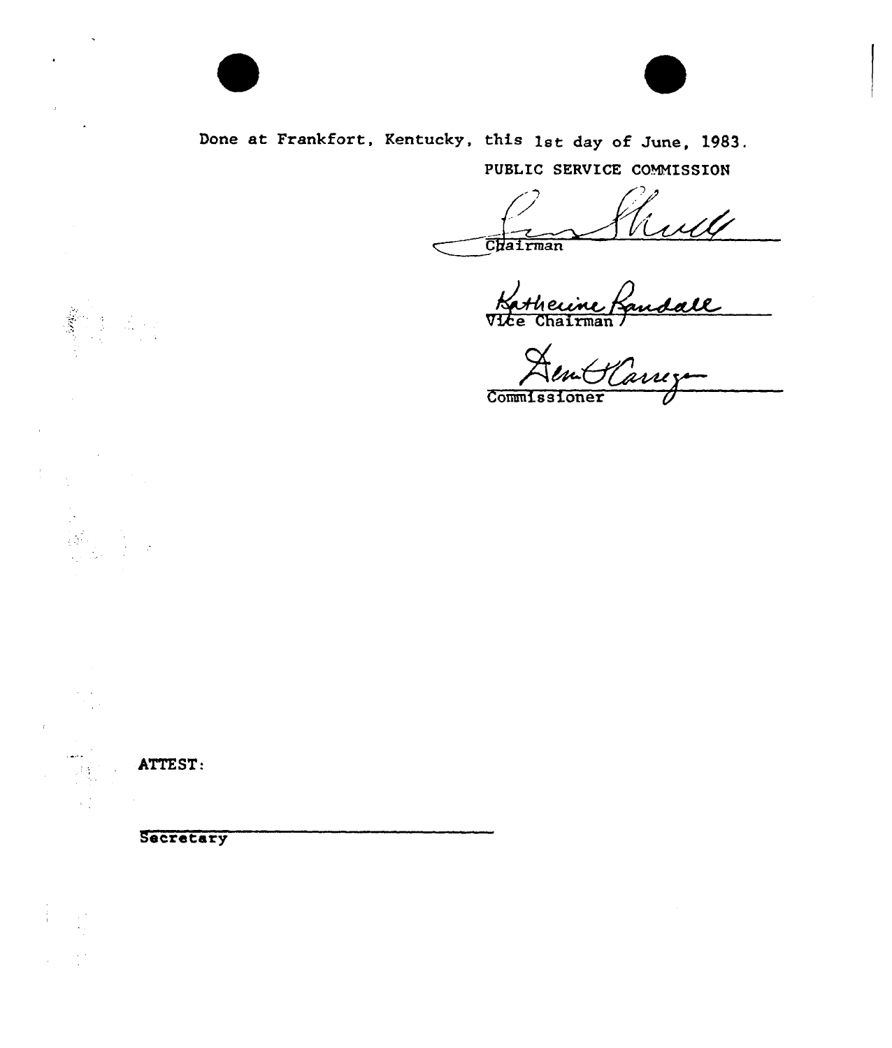Done at Frankfort, Kentucky, this 1st day of June, 1983.

PUBLIC SERVICE COMMISSION

Chairman

Vice Chairman

Commissioner

ATTEST:

Secretary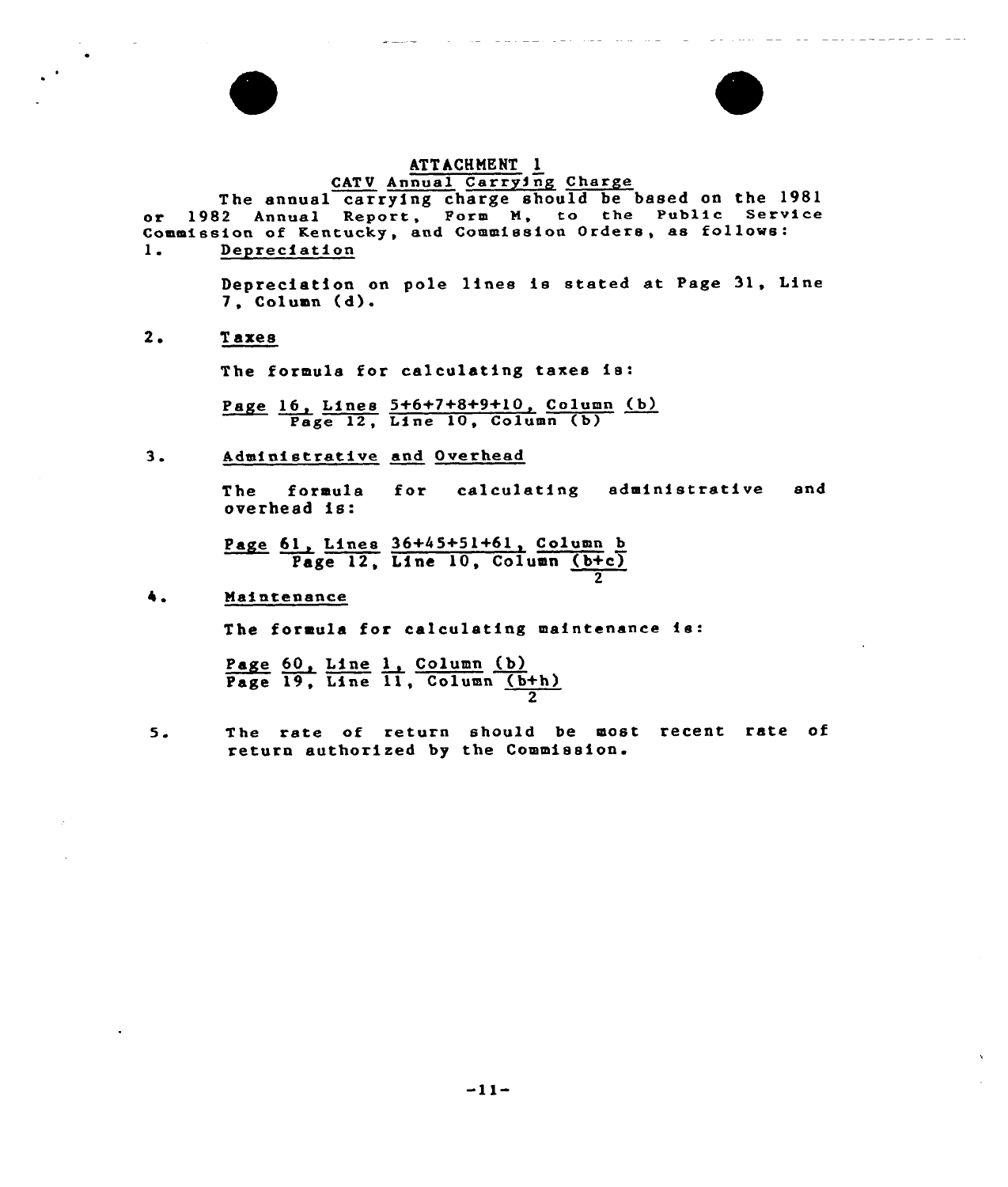## ATTACHMENT 1

### CATV Annual Carrying Charge

The annual carrying charge should be based on the 1981 or 1982 Annual Report, Form M, to the Public Service Commission of Kentucky, and Commission Orders, as follows:

1. Depreciation

   Depreciation on pole lines is stated at Page 31, Line 7, Column (d).

2. Taxes

   The formula for calculating taxes is:

   $$\frac{\text{Page 16, Lines 5+6+7+8+9+10, Column (b)}}{\text{Page 12, Line 10, Column (b)}}$$

3. Administrative and Overhead

   The formula for calculating administrative and overhead is:

   $$\frac{\text{Page 61, Lines 36+45+51+61, Column b}}{\text{Page 12, Line 10, Column } \frac{(b+c)}{2}}$$

4. Maintenance

   The formula for calculating maintenance is:

   $$\frac{\text{Page 60, Line 1, Column (b)}}{\text{Page 19, Line 11, Column } \frac{(b+h)}{2}}$$

5. The rate of return should be most recent rate of return authorized by the Commission.